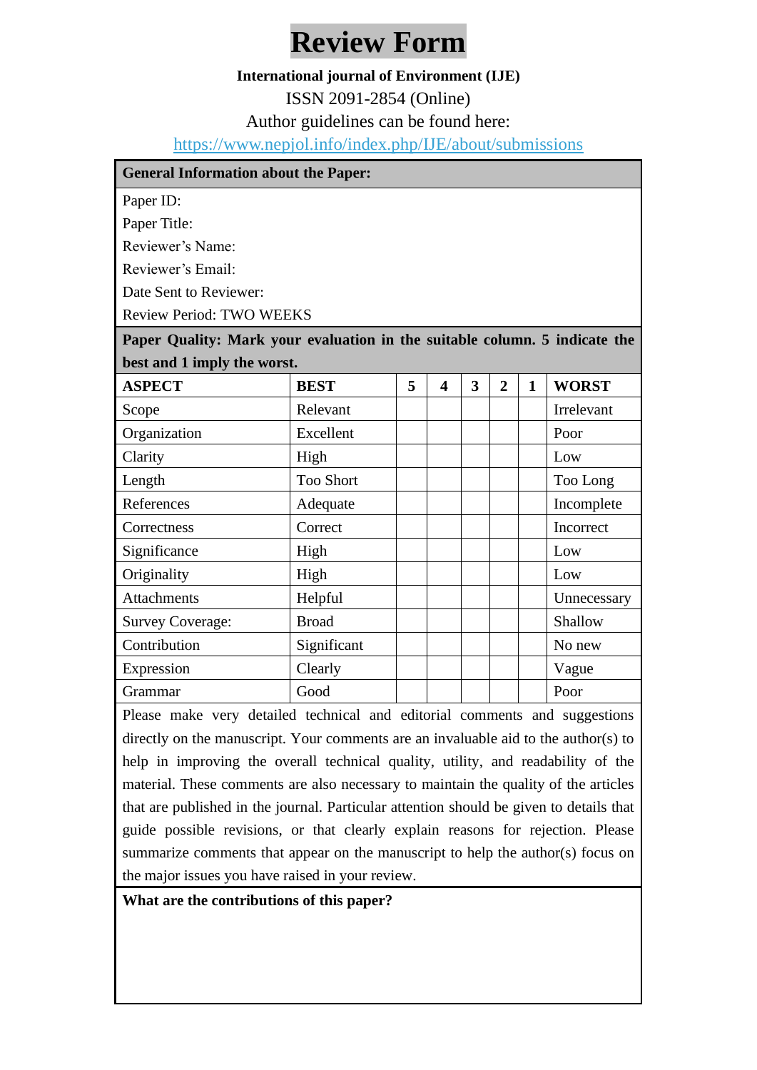# Review Form

**International journal of Environment (IJE)**

ISSN 2091-2854 (Online)

Author guidelines can be found here:

https://www.nepjol.info/index.php/IJE/about/submissions

**General Information about the Paper:**

Paper ID:

Paper Title:

Reviewer's Name:

Reviewer's Email:

Date Sent to Reviewer:

Review Period: TWO WEEKS

**Paper Quality: Mark your evaluation in the suitable column. 5 indicate the best and 1 imply the worst.**

| **ASPECT** | **BEST** | **5** | **4** | **3** | **2** | **1** | **WORST** |
|---|---|---|---|---|---|---|---|
| Scope | Relevant | | | | | | Irrelevant |
| Organization | Excellent | | | | | | Poor |
| Clarity | High | | | | | | Low |
| Length | Too Short | | | | | | Too Long |
| References | Adequate | | | | | | Incomplete |
| Correctness | Correct | | | | | | Incorrect |
| Significance | High | | | | | | Low |
| Originality | High | | | | | | Low |
| Attachments | Helpful | | | | | | Unnecessary |
| Survey Coverage: | Broad | | | | | | Shallow |
| Contribution | Significant | | | | | | No new |
| Expression | Clearly | | | | | | Vague |
| Grammar | Good | | | | | | Poor |

Please make very detailed technical and editorial comments and suggestions directly on the manuscript. Your comments are an invaluable aid to the author(s) to help in improving the overall technical quality, utility, and readability of the material. These comments are also necessary to maintain the quality of the articles that are published in the journal. Particular attention should be given to details that guide possible revisions, or that clearly explain reasons for rejection. Please summarize comments that appear on the manuscript to help the author(s) focus on the major issues you have raised in your review.

**What are the contributions of this paper?**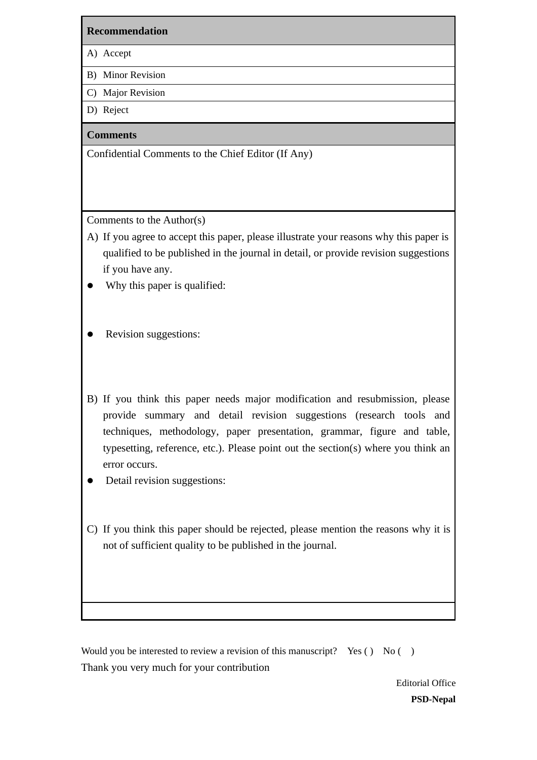| **Recommendation** |
|---|
| A) Accept |
| B) Minor Revision |
| C) Major Revision |
| D) Reject |

**Comments**

Confidential Comments to the Chief Editor (If Any)

Comments to the Author(s)

A) If you agree to accept this paper, please illustrate your reasons why this paper is qualified to be published in the journal in detail, or provide revision suggestions if you have any.

- Why this paper is qualified:

- Revision suggestions:

B) If you think this paper needs major modification and resubmission, please provide summary and detail revision suggestions (research tools and techniques, methodology, paper presentation, grammar, figure and table, typesetting, reference, etc.). Please point out the section(s) where you think an error occurs.

- Detail revision suggestions:

C) If you think this paper should be rejected, please mention the reasons why it is not of sufficient quality to be published in the journal.

Would you be interested to review a revision of this manuscript? Yes ( ) No ( )

Thank you very much for your contribution

Editorial Office

**PSD-Nepal**